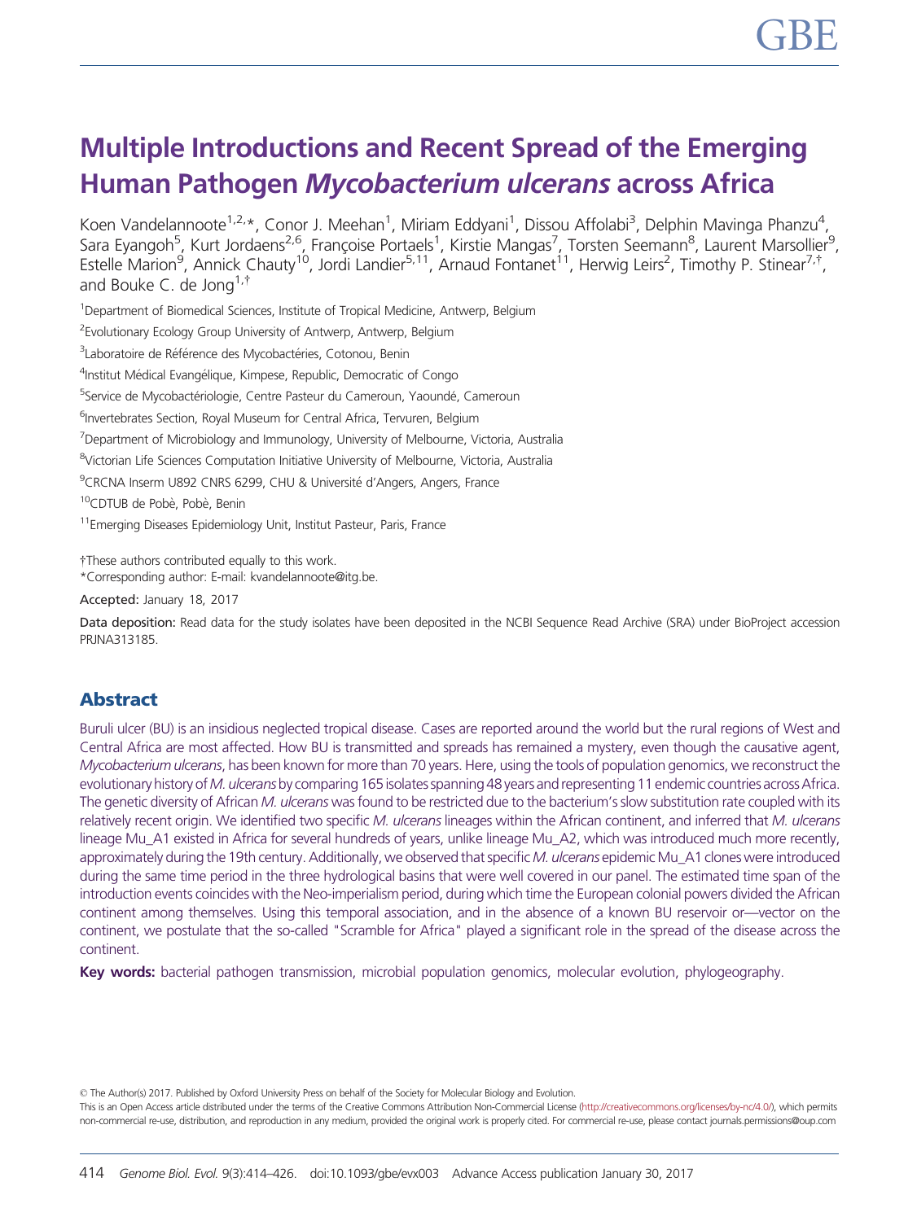# Multiple Introductions and Recent Spread of the Emerging Human Pathogen *Mycobacterium ulcerans* across Africa

Koen Vandelannoote[1,2,*], Conor J. Meehan[1], Miriam Eddyani[1], Dissou Affolabi[3], Delphin Mavinga Phanzu[4], Sara Eyangoh[5], Kurt Jordaens[2,6], Françoise Portaels[1], Kirstie Mangas[7], Torsten Seemann[8], Laurent Marsollier[9], Estelle Marion[9], Annick Chauty[10], Jordi Landier[5,11], Arnaud Fontanet[11], Herwig Leirs[2], Timothy P. Stinear[7,†], and Bouke C. de Jong[1,†]

[1]Department of Biomedical Sciences, Institute of Tropical Medicine, Antwerp, Belgium

[2]Evolutionary Ecology Group University of Antwerp, Antwerp, Belgium

[3]Laboratoire de Référence des Mycobactéries, Cotonou, Benin

[4]Institut Médical Evangélique, Kimpese, Republic, Democratic of Congo

[5]Service de Mycobactériologie, Centre Pasteur du Cameroun, Yaoundé, Cameroun

[6]Invertebrates Section, Royal Museum for Central Africa, Tervuren, Belgium

[7]Department of Microbiology and Immunology, University of Melbourne, Victoria, Australia

[8]Victorian Life Sciences Computation Initiative University of Melbourne, Victoria, Australia

[9]CRCNA Inserm U892 CNRS 6299, CHU & Université d'Angers, Angers, France

[10]CDTUB de Pobè, Pobè, Benin

[11]Emerging Diseases Epidemiology Unit, Institut Pasteur, Paris, France

†These authors contributed equally to this work.

*Corresponding author: E-mail: kvandelannoote@itg.be.

**Accepted:** January 18, 2017

**Data deposition:** Read data for the study isolates have been deposited in the NCBI Sequence Read Archive (SRA) under BioProject accession PRJNA313185.

## Abstract

Buruli ulcer (BU) is an insidious neglected tropical disease. Cases are reported around the world but the rural regions of West and Central Africa are most affected. How BU is transmitted and spreads has remained a mystery, even though the causative agent, *Mycobacterium ulcerans*, has been known for more than 70 years. Here, using the tools of population genomics, we reconstruct the evolutionary history of *M. ulcerans* by comparing 165 isolates spanning 48 years and representing 11 endemic countries across Africa. The genetic diversity of African *M. ulcerans* was found to be restricted due to the bacterium's slow substitution rate coupled with its relatively recent origin. We identified two specific *M. ulcerans* lineages within the African continent, and inferred that *M. ulcerans* lineage Mu_A1 existed in Africa for several hundreds of years, unlike lineage Mu_A2, which was introduced much more recently, approximately during the 19th century. Additionally, we observed that specific *M. ulcerans* epidemic Mu_A1 clones were introduced during the same time period in the three hydrological basins that were well covered in our panel. The estimated time span of the introduction events coincides with the Neo-imperialism period, during which time the European colonial powers divided the African continent among themselves. Using this temporal association, and in the absence of a known BU reservoir or—vector on the continent, we postulate that the so-called "Scramble for Africa" played a significant role in the spread of the disease across the continent.

**Key words:** bacterial pathogen transmission, microbial population genomics, molecular evolution, phylogeography.

© The Author(s) 2017. Published by Oxford University Press on behalf of the Society for Molecular Biology and Evolution.
This is an Open Access article distributed under the terms of the Creative Commons Attribution Non-Commercial License (http://creativecommons.org/licenses/by-nc/4.0/), which permits non-commercial re-use, distribution, and reproduction in any medium, provided the original work is properly cited. For commercial re-use, please contact journals.permissions@oup.com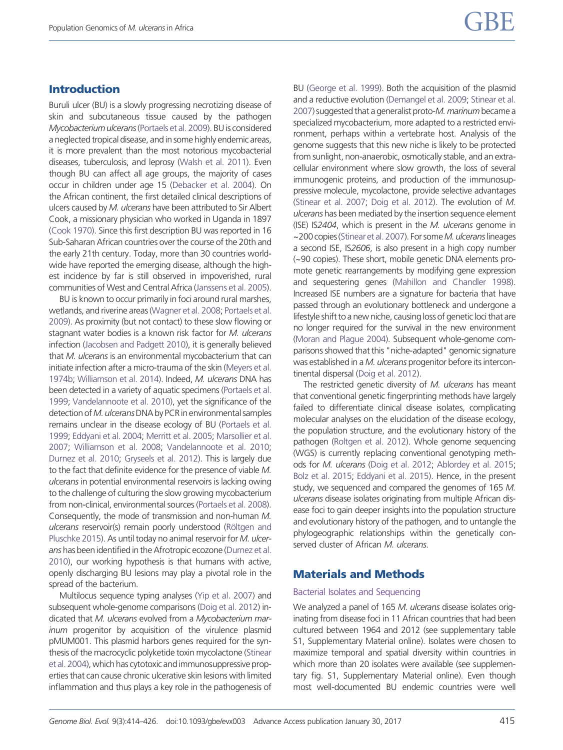## Introduction

Buruli ulcer (BU) is a slowly progressing necrotizing disease of skin and subcutaneous tissue caused by the pathogen *Mycobacterium ulcerans* (Portaels et al. 2009). BU is considered a neglected tropical disease, and in some highly endemic areas, it is more prevalent than the most notorious mycobacterial diseases, tuberculosis, and leprosy (Walsh et al. 2011). Even though BU can affect all age groups, the majority of cases occur in children under age 15 (Debacker et al. 2004). On the African continent, the first detailed clinical descriptions of ulcers caused by *M. ulcerans* have been attributed to Sir Albert Cook, a missionary physician who worked in Uganda in 1897 (Cook 1970). Since this first description BU was reported in 16 Sub-Saharan African countries over the course of the 20th and the early 21th century. Today, more than 30 countries worldwide have reported the emerging disease, although the highest incidence by far is still observed in impoverished, rural communities of West and Central Africa (Janssens et al. 2005).

BU is known to occur primarily in foci around rural marshes, wetlands, and riverine areas (Wagner et al. 2008; Portaels et al. 2009). As proximity (but not contact) to these slow flowing or stagnant water bodies is a known risk factor for *M. ulcerans* infection (Jacobsen and Padgett 2010), it is generally believed that *M. ulcerans* is an environmental mycobacterium that can initiate infection after a micro-trauma of the skin (Meyers et al. 1974b; Williamson et al. 2014). Indeed, *M. ulcerans* DNA has been detected in a variety of aquatic specimens (Portaels et al. 1999; Vandelannoote et al. 2010), yet the significance of the detection of *M. ulcerans* DNA by PCR in environmental samples remains unclear in the disease ecology of BU (Portaels et al. 1999; Eddyani et al. 2004; Merritt et al. 2005; Marsollier et al. 2007; Williamson et al. 2008; Vandelannoote et al. 2010; Durnez et al. 2010; Gryseels et al. 2012). This is largely due to the fact that definite evidence for the presence of viable *M. ulcerans* in potential environmental reservoirs is lacking owing to the challenge of culturing the slow growing mycobacterium from non-clinical, environmental sources (Portaels et al. 2008). Consequently, the mode of transmission and non-human *M. ulcerans* reservoir(s) remain poorly understood (Röltgen and Pluschke 2015). As until today no animal reservoir for *M. ulcerans* has been identified in the Afrotropic ecozone (Durnez et al. 2010), our working hypothesis is that humans with active, openly discharging BU lesions may play a pivotal role in the spread of the bacterium.

Multilocus sequence typing analyses (Yip et al. 2007) and subsequent whole-genome comparisons (Doig et al. 2012) indicated that *M. ulcerans* evolved from a *Mycobacterium marinum* progenitor by acquisition of the virulence plasmid pMUM001. This plasmid harbors genes required for the synthesis of the macrocyclic polyketide toxin mycolactone (Stinear et al. 2004), which has cytotoxic and immunosuppressive properties that can cause chronic ulcerative skin lesions with limited inflammation and thus plays a key role in the pathogenesis of BU (George et al. 1999). Both the acquisition of the plasmid and a reductive evolution (Demangel et al. 2009; Stinear et al. 2007) suggested that a generalist proto-*M. marinum* became a specialized mycobacterium, more adapted to a restricted environment, perhaps within a vertebrate host. Analysis of the genome suggests that this new niche is likely to be protected from sunlight, non-anaerobic, osmotically stable, and an extracellular environment where slow growth, the loss of several immunogenic proteins, and production of the immunosuppressive molecule, mycolactone, provide selective advantages (Stinear et al. 2007; Doig et al. 2012). The evolution of *M. ulcerans* has been mediated by the insertion sequence element (ISE) IS*2404*, which is present in the *M. ulcerans* genome in ~200 copies (Stinear et al. 2007). For some *M. ulcerans* lineages a second ISE, IS*2606*, is also present in a high copy number (~90 copies). These short, mobile genetic DNA elements promote genetic rearrangements by modifying gene expression and sequestering genes (Mahillon and Chandler 1998). Increased ISE numbers are a signature for bacteria that have passed through an evolutionary bottleneck and undergone a lifestyle shift to a new niche, causing loss of genetic loci that are no longer required for the survival in the new environment (Moran and Plague 2004). Subsequent whole-genome comparisons showed that this "niche-adapted" genomic signature was established in a *M. ulcerans* progenitor before its intercontinental dispersal (Doig et al. 2012).

The restricted genetic diversity of *M. ulcerans* has meant that conventional genetic fingerprinting methods have largely failed to differentiate clinical disease isolates, complicating molecular analyses on the elucidation of the disease ecology, the population structure, and the evolutionary history of the pathogen (Roltgen et al. 2012). Whole genome sequencing (WGS) is currently replacing conventional genotyping methods for *M. ulcerans* (Doig et al. 2012; Ablordey et al. 2015; Bolz et al. 2015; Eddyani et al. 2015). Hence, in the present study, we sequenced and compared the genomes of 165 *M. ulcerans* disease isolates originating from multiple African disease foci to gain deeper insights into the population structure and evolutionary history of the pathogen, and to untangle the phylogeographic relationships within the genetically conserved cluster of African *M. ulcerans*.

## Materials and Methods

### Bacterial Isolates and Sequencing

We analyzed a panel of 165 *M. ulcerans* disease isolates originating from disease foci in 11 African countries that had been cultured between 1964 and 2012 (see supplementary table S1, Supplementary Material online). Isolates were chosen to maximize temporal and spatial diversity within countries in which more than 20 isolates were available (see supplementary fig. S1, Supplementary Material online). Even though most well-documented BU endemic countries were well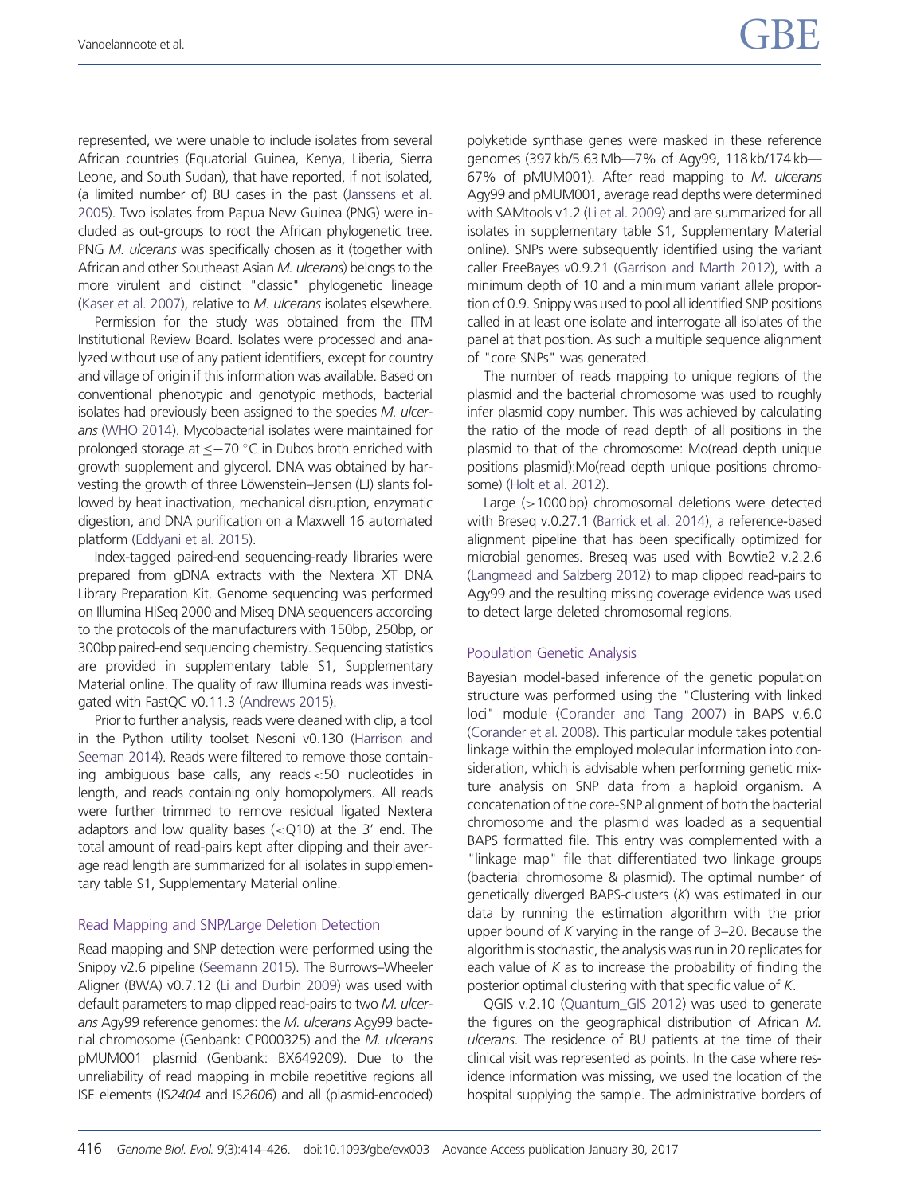represented, we were unable to include isolates from several African countries (Equatorial Guinea, Kenya, Liberia, Sierra Leone, and South Sudan), that have reported, if not isolated, (a limited number of) BU cases in the past (Janssens et al. 2005). Two isolates from Papua New Guinea (PNG) were included as out-groups to root the African phylogenetic tree. PNG *M. ulcerans* was specifically chosen as it (together with African and other Southeast Asian *M. ulcerans*) belongs to the more virulent and distinct "classic" phylogenetic lineage (Kaser et al. 2007), relative to *M. ulcerans* isolates elsewhere.

Permission for the study was obtained from the ITM Institutional Review Board. Isolates were processed and analyzed without use of any patient identifiers, except for country and village of origin if this information was available. Based on conventional phenotypic and genotypic methods, bacterial isolates had previously been assigned to the species *M. ulcerans* (WHO 2014). Mycobacterial isolates were maintained for prolonged storage at ≤−70 °C in Dubos broth enriched with growth supplement and glycerol. DNA was obtained by harvesting the growth of three Löwenstein–Jensen (LJ) slants followed by heat inactivation, mechanical disruption, enzymatic digestion, and DNA purification on a Maxwell 16 automated platform (Eddyani et al. 2015).

Index-tagged paired-end sequencing-ready libraries were prepared from gDNA extracts with the Nextera XT DNA Library Preparation Kit. Genome sequencing was performed on Illumina HiSeq 2000 and Miseq DNA sequencers according to the protocols of the manufacturers with 150bp, 250bp, or 300bp paired-end sequencing chemistry. Sequencing statistics are provided in supplementary table S1, Supplementary Material online. The quality of raw Illumina reads was investigated with FastQC v0.11.3 (Andrews 2015).

Prior to further analysis, reads were cleaned with clip, a tool in the Python utility toolset Nesoni v0.130 (Harrison and Seeman 2014). Reads were filtered to remove those containing ambiguous base calls, any reads <50 nucleotides in length, and reads containing only homopolymers. All reads were further trimmed to remove residual ligated Nextera adaptors and low quality bases (<Q10) at the 3′ end. The total amount of read-pairs kept after clipping and their average read length are summarized for all isolates in supplementary table S1, Supplementary Material online.

### Read Mapping and SNP/Large Deletion Detection

Read mapping and SNP detection were performed using the Snippy v2.6 pipeline (Seemann 2015). The Burrows–Wheeler Aligner (BWA) v0.7.12 (Li and Durbin 2009) was used with default parameters to map clipped read-pairs to two *M. ulcerans* Agy99 reference genomes: the *M. ulcerans* Agy99 bacterial chromosome (Genbank: CP000325) and the *M. ulcerans* pMUM001 plasmid (Genbank: BX649209). Due to the unreliability of read mapping in mobile repetitive regions all ISE elements (IS*2404* and IS*2606*) and all (plasmid-encoded) polyketide synthase genes were masked in these reference genomes (397 kb/5.63 Mb—7% of Agy99, 118 kb/174 kb—67% of pMUM001). After read mapping to *M. ulcerans* Agy99 and pMUM001, average read depths were determined with SAMtools v1.2 (Li et al. 2009) and are summarized for all isolates in supplementary table S1, Supplementary Material online. SNPs were subsequently identified using the variant caller FreeBayes v0.9.21 (Garrison and Marth 2012), with a minimum depth of 10 and a minimum variant allele proportion of 0.9. Snippy was used to pool all identified SNP positions called in at least one isolate and interrogate all isolates of the panel at that position. As such a multiple sequence alignment of "core SNPs" was generated.

The number of reads mapping to unique regions of the plasmid and the bacterial chromosome was used to roughly infer plasmid copy number. This was achieved by calculating the ratio of the mode of read depth of all positions in the plasmid to that of the chromosome: Mo(read depth unique positions plasmid):Mo(read depth unique positions chromosome) (Holt et al. 2012).

Large (>1000 bp) chromosomal deletions were detected with Breseq v.0.27.1 (Barrick et al. 2014), a reference-based alignment pipeline that has been specifically optimized for microbial genomes. Breseq was used with Bowtie2 v.2.2.6 (Langmead and Salzberg 2012) to map clipped read-pairs to Agy99 and the resulting missing coverage evidence was used to detect large deleted chromosomal regions.

### Population Genetic Analysis

Bayesian model-based inference of the genetic population structure was performed using the "Clustering with linked loci" module (Corander and Tang 2007) in BAPS v.6.0 (Corander et al. 2008). This particular module takes potential linkage within the employed molecular information into consideration, which is advisable when performing genetic mixture analysis on SNP data from a haploid organism. A concatenation of the core-SNP alignment of both the bacterial chromosome and the plasmid was loaded as a sequential BAPS formatted file. This entry was complemented with a "linkage map" file that differentiated two linkage groups (bacterial chromosome & plasmid). The optimal number of genetically diverged BAPS-clusters ($K$) was estimated in our data by running the estimation algorithm with the prior upper bound of $K$ varying in the range of 3–20. Because the algorithm is stochastic, the analysis was run in 20 replicates for each value of $K$ as to increase the probability of finding the posterior optimal clustering with that specific value of $K$.

QGIS v.2.10 (Quantum_GIS 2012) was used to generate the figures on the geographical distribution of African *M. ulcerans*. The residence of BU patients at the time of their clinical visit was represented as points. In the case where residence information was missing, we used the location of the hospital supplying the sample. The administrative borders of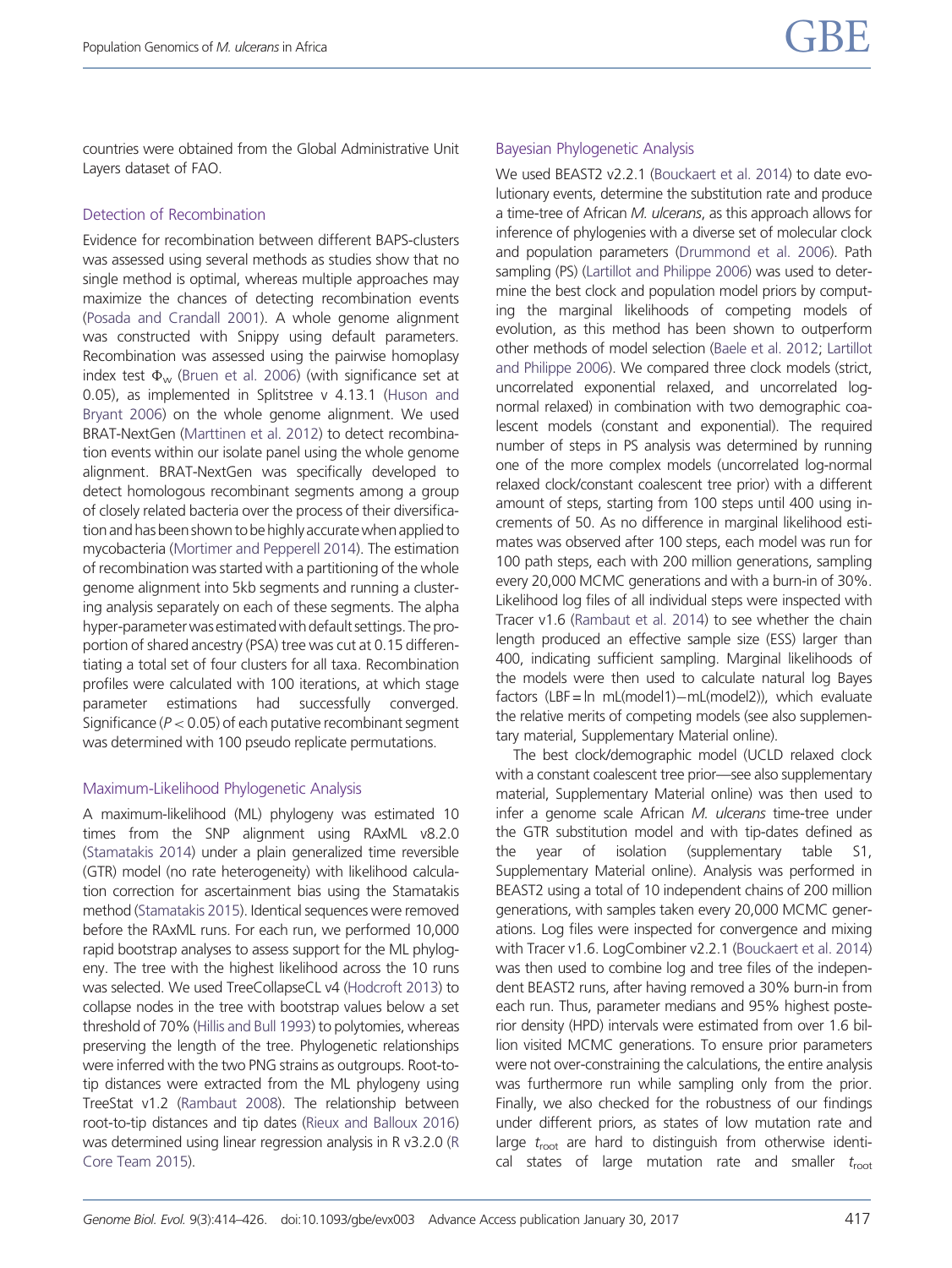countries were obtained from the Global Administrative Unit Layers dataset of FAO.

### Detection of Recombination

Evidence for recombination between different BAPS-clusters was assessed using several methods as studies show that no single method is optimal, whereas multiple approaches may maximize the chances of detecting recombination events (Posada and Crandall 2001). A whole genome alignment was constructed with Snippy using default parameters. Recombination was assessed using the pairwise homoplasy index test $\Phi_w$ (Bruen et al. 2006) (with significance set at 0.05), as implemented in Splitstree v 4.13.1 (Huson and Bryant 2006) on the whole genome alignment. We used BRAT-NextGen (Marttinen et al. 2012) to detect recombination events within our isolate panel using the whole genome alignment. BRAT-NextGen was specifically developed to detect homologous recombinant segments among a group of closely related bacteria over the process of their diversification and has been shown to be highly accurate when applied to mycobacteria (Mortimer and Pepperell 2014). The estimation of recombination was started with a partitioning of the whole genome alignment into 5kb segments and running a clustering analysis separately on each of these segments. The alpha hyper-parameter was estimated with default settings. The proportion of shared ancestry (PSA) tree was cut at 0.15 differentiating a total set of four clusters for all taxa. Recombination profiles were calculated with 100 iterations, at which stage parameter estimations had successfully converged. Significance ($P < 0.05$) of each putative recombinant segment was determined with 100 pseudo replicate permutations.

### Maximum-Likelihood Phylogenetic Analysis

A maximum-likelihood (ML) phylogeny was estimated 10 times from the SNP alignment using RAxML v8.2.0 (Stamatakis 2014) under a plain generalized time reversible (GTR) model (no rate heterogeneity) with likelihood calculation correction for ascertainment bias using the Stamatakis method (Stamatakis 2015). Identical sequences were removed before the RAxML runs. For each run, we performed 10,000 rapid bootstrap analyses to assess support for the ML phylogeny. The tree with the highest likelihood across the 10 runs was selected. We used TreeCollapseCL v4 (Hodcroft 2013) to collapse nodes in the tree with bootstrap values below a set threshold of 70% (Hillis and Bull 1993) to polytomies, whereas preserving the length of the tree. Phylogenetic relationships were inferred with the two PNG strains as outgroups. Root-to-tip distances were extracted from the ML phylogeny using TreeStat v1.2 (Rambaut 2008). The relationship between root-to-tip distances and tip dates (Rieux and Balloux 2016) was determined using linear regression analysis in R v3.2.0 (R Core Team 2015).

### Bayesian Phylogenetic Analysis

We used BEAST2 v2.2.1 (Bouckaert et al. 2014) to date evolutionary events, determine the substitution rate and produce a time-tree of African *M. ulcerans*, as this approach allows for inference of phylogenies with a diverse set of molecular clock and population parameters (Drummond et al. 2006). Path sampling (PS) (Lartillot and Philippe 2006) was used to determine the best clock and population model priors by computing the marginal likelihoods of competing models of evolution, as this method has been shown to outperform other methods of model selection (Baele et al. 2012; Lartillot and Philippe 2006). We compared three clock models (strict, uncorrelated exponential relaxed, and uncorrelated lognormal relaxed) in combination with two demographic coalescent models (constant and exponential). The required number of steps in PS analysis was determined by running one of the more complex models (uncorrelated log-normal relaxed clock/constant coalescent tree prior) with a different amount of steps, starting from 100 steps until 400 using increments of 50. As no difference in marginal likelihood estimates was observed after 100 steps, each model was run for 100 path steps, each with 200 million generations, sampling every 20,000 MCMC generations and with a burn-in of 30%. Likelihood log files of all individual steps were inspected with Tracer v1.6 (Rambaut et al. 2014) to see whether the chain length produced an effective sample size (ESS) larger than 400, indicating sufficient sampling. Marginal likelihoods of the models were then used to calculate natural log Bayes factors (LBF = ln mL(model1)−mL(model2)), which evaluate the relative merits of competing models (see also supplementary material, Supplementary Material online).

The best clock/demographic model (UCLD relaxed clock with a constant coalescent tree prior—see also supplementary material, Supplementary Material online) was then used to infer a genome scale African *M. ulcerans* time-tree under the GTR substitution model and with tip-dates defined as the year of isolation (supplementary table S1, Supplementary Material online). Analysis was performed in BEAST2 using a total of 10 independent chains of 200 million generations, with samples taken every 20,000 MCMC generations. Log files were inspected for convergence and mixing with Tracer v1.6. LogCombiner v2.2.1 (Bouckaert et al. 2014) was then used to combine log and tree files of the independent BEAST2 runs, after having removed a 30% burn-in from each run. Thus, parameter medians and 95% highest posterior density (HPD) intervals were estimated from over 1.6 billion visited MCMC generations. To ensure prior parameters were not over-constraining the calculations, the entire analysis was furthermore run while sampling only from the prior. Finally, we also checked for the robustness of our findings under different priors, as states of low mutation rate and large $t_{root}$ are hard to distinguish from otherwise identical states of large mutation rate and smaller $t_{root}$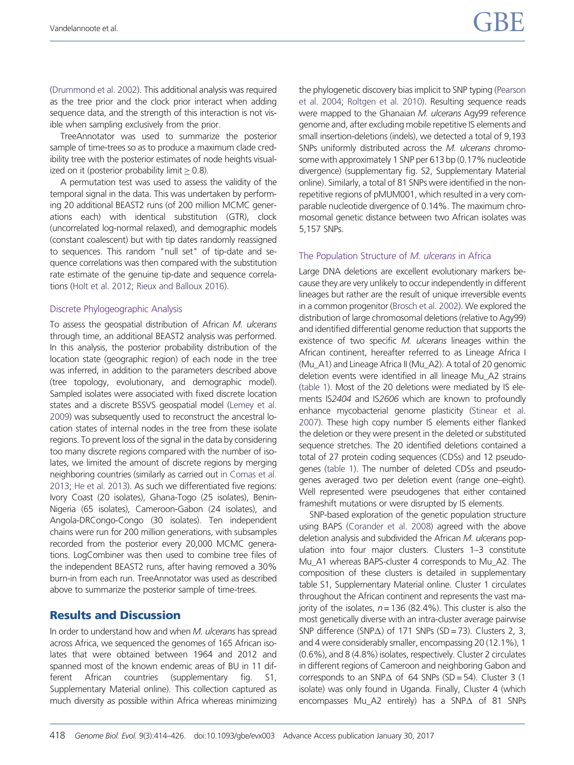(Drummond et al. 2002). This additional analysis was required as the tree prior and the clock prior interact when adding sequence data, and the strength of this interaction is not visible when sampling exclusively from the prior.

TreeAnnotator was used to summarize the posterior sample of time-trees so as to produce a maximum clade credibility tree with the posterior estimates of node heights visualized on it (posterior probability limit $\geq 0.8$).

A permutation test was used to assess the validity of the temporal signal in the data. This was undertaken by performing 20 additional BEAST2 runs (of 200 million MCMC generations each) with identical substitution (GTR), clock (uncorrelated log-normal relaxed), and demographic models (constant coalescent) but with tip dates randomly reassigned to sequences. This random "null set" of tip-date and sequence correlations was then compared with the substitution rate estimate of the genuine tip-date and sequence correlations (Holt et al. 2012; Rieux and Balloux 2016).

### Discrete Phylogeographic Analysis

To assess the geospatial distribution of African *M. ulcerans* through time, an additional BEAST2 analysis was performed. In this analysis, the posterior probability distribution of the location state (geographic region) of each node in the tree was inferred, in addition to the parameters described above (tree topology, evolutionary, and demographic model). Sampled isolates were associated with fixed discrete location states and a discrete BSSVS geospatial model (Lemey et al. 2009) was subsequently used to reconstruct the ancestral location states of internal nodes in the tree from these isolate regions. To prevent loss of the signal in the data by considering too many discrete regions compared with the number of isolates, we limited the amount of discrete regions by merging neighboring countries (similarly as carried out in Comas et al. 2013; He et al. 2013). As such we differentiated five regions: Ivory Coast (20 isolates), Ghana-Togo (25 isolates), Benin-Nigeria (65 isolates), Cameroon-Gabon (24 isolates), and Angola-DRCongo-Congo (30 isolates). Ten independent chains were run for 200 million generations, with subsamples recorded from the posterior every 20,000 MCMC generations. LogCombiner was then used to combine tree files of the independent BEAST2 runs, after having removed a 30% burn-in from each run. TreeAnnotator was used as described above to summarize the posterior sample of time-trees.

## Results and Discussion

In order to understand how and when *M. ulcerans* has spread across Africa, we sequenced the genomes of 165 African isolates that were obtained between 1964 and 2012 and spanned most of the known endemic areas of BU in 11 different African countries (supplementary fig. S1, Supplementary Material online). This collection captured as much diversity as possible within Africa whereas minimizing the phylogenetic discovery bias implicit to SNP typing (Pearson et al. 2004; Roltgen et al. 2010). Resulting sequence reads were mapped to the Ghanaian *M. ulcerans* Agy99 reference genome and, after excluding mobile repetitive IS elements and small insertion-deletions (indels), we detected a total of 9,193 SNPs uniformly distributed across the *M. ulcerans* chromosome with approximately 1 SNP per 613 bp (0.17% nucleotide divergence) (supplementary fig. S2, Supplementary Material online). Similarly, a total of 81 SNPs were identified in the non-repetitive regions of pMUM001, which resulted in a very comparable nucleotide divergence of 0.14%. The maximum chromosomal genetic distance between two African isolates was 5,157 SNPs.

### The Population Structure of *M. ulcerans* in Africa

Large DNA deletions are excellent evolutionary markers because they are very unlikely to occur independently in different lineages but rather are the result of unique irreversible events in a common progenitor (Brosch et al. 2002). We explored the distribution of large chromosomal deletions (relative to Agy99) and identified differential genome reduction that supports the existence of two specific *M. ulcerans* lineages within the African continent, hereafter referred to as Lineage Africa I (Mu_A1) and Lineage Africa II (Mu_A2). A total of 20 genomic deletion events were identified in all lineage Mu_A2 strains (table 1). Most of the 20 deletions were mediated by IS elements IS*2404* and IS*2606* which are known to profoundly enhance mycobacterial genome plasticity (Stinear et al. 2007). These high copy number IS elements either flanked the deletion or they were present in the deleted or substituted sequence stretches. The 20 identified deletions contained a total of 27 protein coding sequences (CDSs) and 12 pseudogenes (table 1). The number of deleted CDSs and pseudogenes averaged two per deletion event (range one–eight). Well represented were pseudogenes that either contained frameshift mutations or were disrupted by IS elements.

SNP-based exploration of the genetic population structure using BAPS (Corander et al. 2008) agreed with the above deletion analysis and subdivided the African *M. ulcerans* population into four major clusters. Clusters 1–3 constitute Mu_A1 whereas BAPS-cluster 4 corresponds to Mu_A2. The composition of these clusters is detailed in supplementary table S1, Supplementary Material online. Cluster 1 circulates throughout the African continent and represents the vast majority of the isolates, $n = 136$ (82.4%). This cluster is also the most genetically diverse with an intra-cluster average pairwise SNP difference (SNP$\Delta$) of 171 SNPs (SD = 73). Clusters 2, 3, and 4 were considerably smaller, encompassing 20 (12.1%), 1 (0.6%), and 8 (4.8%) isolates, respectively. Cluster 2 circulates in different regions of Cameroon and neighboring Gabon and corresponds to an SNP$\Delta$ of 64 SNPs (SD = 54). Cluster 3 (1 isolate) was only found in Uganda. Finally, Cluster 4 (which encompasses Mu_A2 entirely) has a SNP$\Delta$ of 81 SNPs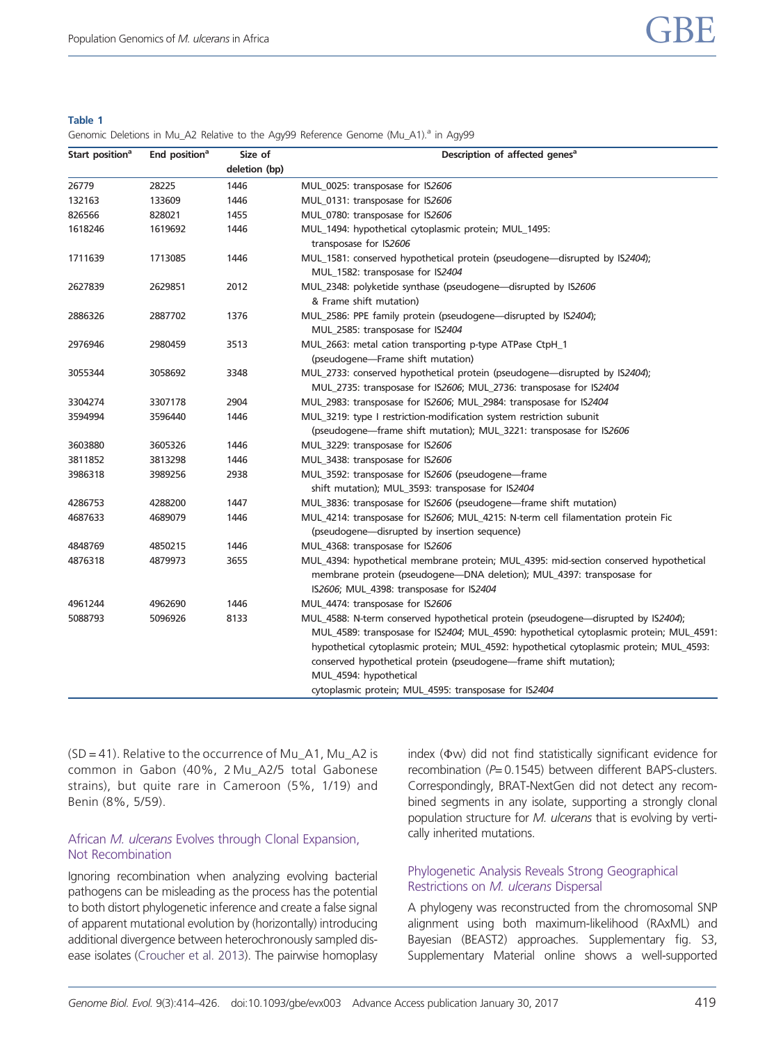**Table 1**

Genomic Deletions in Mu_A2 Relative to the Agy99 Reference Genome (Mu_A1).[a] in Agy99

| Start position[a] | End position[a] | Size of deletion (bp) | Description of affected genes[a] |
|---|---|---|---|
| 26779 | 28225 | 1446 | MUL_0025: transposase for IS*2606* |
| 132163 | 133609 | 1446 | MUL_0131: transposase for IS*2606* |
| 826566 | 828021 | 1455 | MUL_0780: transposase for IS*2606* |
| 1618246 | 1619692 | 1446 | MUL_1494: hypothetical cytoplasmic protein; MUL_1495: transposase for IS*2606* |
| 1711639 | 1713085 | 1446 | MUL_1581: conserved hypothetical protein (pseudogene—disrupted by IS*2404*); MUL_1582: transposase for IS*2404* |
| 2627839 | 2629851 | 2012 | MUL_2348: polyketide synthase (pseudogene—disrupted by IS*2606* & Frame shift mutation) |
| 2886326 | 2887702 | 1376 | MUL_2586: PPE family protein (pseudogene—disrupted by IS*2404*); MUL_2585: transposase for IS*2404* |
| 2976946 | 2980459 | 3513 | MUL_2663: metal cation transporting p-type ATPase CtpH_1 (pseudogene—Frame shift mutation) |
| 3055344 | 3058692 | 3348 | MUL_2733: conserved hypothetical protein (pseudogene—disrupted by IS*2404*); MUL_2735: transposase for IS*2606*; MUL_2736: transposase for IS*2404* |
| 3304274 | 3307178 | 2904 | MUL_2983: transposase for IS*2606*; MUL_2984: transposase for IS*2404* |
| 3594994 | 3596440 | 1446 | MUL_3219: type I restriction-modification system restriction subunit (pseudogene—frame shift mutation); MUL_3221: transposase for IS*2606* |
| 3603880 | 3605326 | 1446 | MUL_3229: transposase for IS*2606* |
| 3811852 | 3813298 | 1446 | MUL_3438: transposase for IS*2606* |
| 3986318 | 3989256 | 2938 | MUL_3592: transposase for IS*2606* (pseudogene—frame shift mutation); MUL_3593: transposase for IS*2404* |
| 4286753 | 4288200 | 1447 | MUL_3836: transposase for IS*2606* (pseudogene—frame shift mutation) |
| 4687633 | 4689079 | 1446 | MUL_4214: transposase for IS*2606*; MUL_4215: N-term cell filamentation protein Fic (pseudogene—disrupted by insertion sequence) |
| 4848769 | 4850215 | 1446 | MUL_4368: transposase for IS*2606* |
| 4876318 | 4879973 | 3655 | MUL_4394: hypothetical membrane protein; MUL_4395: mid-section conserved hypothetical membrane protein (pseudogene—DNA deletion); MUL_4397: transposase for IS*2606*; MUL_4398: transposase for IS*2404* |
| 4961244 | 4962690 | 1446 | MUL_4474: transposase for IS*2606* |
| 5088793 | 5096926 | 8133 | MUL_4588: N-term conserved hypothetical protein (pseudogene—disrupted by IS*2404*); MUL_4589: transposase for IS*2404*; MUL_4590: hypothetical cytoplasmic protein; MUL_4591: hypothetical cytoplasmic protein; MUL_4592: hypothetical cytoplasmic protein; MUL_4593: conserved hypothetical protein (pseudogene—frame shift mutation); MUL_4594: hypothetical cytoplasmic protein; MUL_4595: transposase for IS*2404* |

(SD = 41). Relative to the occurrence of Mu_A1, Mu_A2 is common in Gabon (40%, 2 Mu_A2/5 total Gabonese strains), but quite rare in Cameroon (5%, 1/19) and Benin (8%, 5/59).

### African *M. ulcerans* Evolves through Clonal Expansion, Not Recombination

Ignoring recombination when analyzing evolving bacterial pathogens can be misleading as the process has the potential to both distort phylogenetic inference and create a false signal of apparent mutational evolution by (horizontally) introducing additional divergence between heterochronously sampled disease isolates (Croucher et al. 2013). The pairwise homoplasy index (Φw) did not find statistically significant evidence for recombination ($P = 0.1545$) between different BAPS-clusters. Correspondingly, BRAT-NextGen did not detect any recombined segments in any isolate, supporting a strongly clonal population structure for *M. ulcerans* that is evolving by vertically inherited mutations.

### Phylogenetic Analysis Reveals Strong Geographical Restrictions on *M. ulcerans* Dispersal

A phylogeny was reconstructed from the chromosomal SNP alignment using both maximum-likelihood (RAxML) and Bayesian (BEAST2) approaches. Supplementary fig. S3, Supplementary Material online shows a well-supported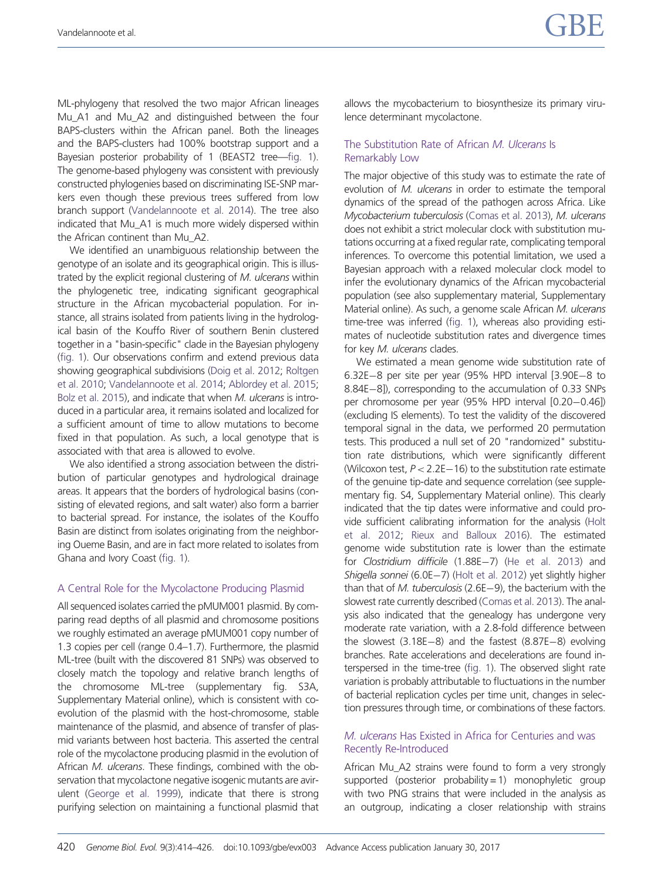ML-phylogeny that resolved the two major African lineages Mu_A1 and Mu_A2 and distinguished between the four BAPS-clusters within the African panel. Both the lineages and the BAPS-clusters had 100% bootstrap support and a Bayesian posterior probability of 1 (BEAST2 tree—fig. 1). The genome-based phylogeny was consistent with previously constructed phylogenies based on discriminating ISE-SNP markers even though these previous trees suffered from low branch support (Vandelannoote et al. 2014). The tree also indicated that Mu_A1 is much more widely dispersed within the African continent than Mu_A2.

We identified an unambiguous relationship between the genotype of an isolate and its geographical origin. This is illustrated by the explicit regional clustering of *M. ulcerans* within the phylogenetic tree, indicating significant geographical structure in the African mycobacterial population. For instance, all strains isolated from patients living in the hydrological basin of the Kouffo River of southern Benin clustered together in a "basin-specific" clade in the Bayesian phylogeny (fig. 1). Our observations confirm and extend previous data showing geographical subdivisions (Doig et al. 2012; Roltgen et al. 2010; Vandelannoote et al. 2014; Ablordey et al. 2015; Bolz et al. 2015), and indicate that when *M. ulcerans* is introduced in a particular area, it remains isolated and localized for a sufficient amount of time to allow mutations to become fixed in that population. As such, a local genotype that is associated with that area is allowed to evolve.

We also identified a strong association between the distribution of particular genotypes and hydrological drainage areas. It appears that the borders of hydrological basins (consisting of elevated regions, and salt water) also form a barrier to bacterial spread. For instance, the isolates of the Kouffo Basin are distinct from isolates originating from the neighboring Oueme Basin, and are in fact more related to isolates from Ghana and Ivory Coast (fig. 1).

## A Central Role for the Mycolactone Producing Plasmid

All sequenced isolates carried the pMUM001 plasmid. By comparing read depths of all plasmid and chromosome positions we roughly estimated an average pMUM001 copy number of 1.3 copies per cell (range 0.4–1.7). Furthermore, the plasmid ML-tree (built with the discovered 81 SNPs) was observed to closely match the topology and relative branch lengths of the chromosome ML-tree (supplementary fig. S3A, Supplementary Material online), which is consistent with co-evolution of the plasmid with the host-chromosome, stable maintenance of the plasmid, and absence of transfer of plasmid variants between host bacteria. This asserted the central role of the mycolactone producing plasmid in the evolution of African *M. ulcerans*. These findings, combined with the observation that mycolactone negative isogenic mutants are avirulent (George et al. 1999), indicate that there is strong purifying selection on maintaining a functional plasmid that allows the mycobacterium to biosynthesize its primary virulence determinant mycolactone.

## The Substitution Rate of African *M. Ulcerans* Is Remarkably Low

The major objective of this study was to estimate the rate of evolution of *M. ulcerans* in order to estimate the temporal dynamics of the spread of the pathogen across Africa. Like *Mycobacterium tuberculosis* (Comas et al. 2013), *M. ulcerans* does not exhibit a strict molecular clock with substitution mutations occurring at a fixed regular rate, complicating temporal inferences. To overcome this potential limitation, we used a Bayesian approach with a relaxed molecular clock model to infer the evolutionary dynamics of the African mycobacterial population (see also supplementary material, Supplementary Material online). As such, a genome scale African *M. ulcerans* time-tree was inferred (fig. 1), whereas also providing estimates of nucleotide substitution rates and divergence times for key *M. ulcerans* clades.

We estimated a mean genome wide substitution rate of 6.32E−8 per site per year (95% HPD interval [3.90E−8 to 8.84E−8]), corresponding to the accumulation of 0.33 SNPs per chromosome per year (95% HPD interval [0.20−0.46]) (excluding IS elements). To test the validity of the discovered temporal signal in the data, we performed 20 permutation tests. This produced a null set of 20 "randomized" substitution rate distributions, which were significantly different (Wilcoxon test, $P < 2.2E{-}16$) to the substitution rate estimate of the genuine tip-date and sequence correlation (see supplementary fig. S4, Supplementary Material online). This clearly indicated that the tip dates were informative and could provide sufficient calibrating information for the analysis (Holt et al. 2012; Rieux and Balloux 2016). The estimated genome wide substitution rate is lower than the estimate for *Clostridium difficile* (1.88E−7) (He et al. 2013) and *Shigella sonnei* (6.0E−7) (Holt et al. 2012) yet slightly higher than that of *M. tuberculosis* (2.6E−9), the bacterium with the slowest rate currently described (Comas et al. 2013). The analysis also indicated that the genealogy has undergone very moderate rate variation, with a 2.8-fold difference between the slowest (3.18E−8) and the fastest (8.87E−8) evolving branches. Rate accelerations and decelerations are found interspersed in the time-tree (fig. 1). The observed slight rate variation is probably attributable to fluctuations in the number of bacterial replication cycles per time unit, changes in selection pressures through time, or combinations of these factors.

## *M. ulcerans* Has Existed in Africa for Centuries and was Recently Re-Introduced

African Mu_A2 strains were found to form a very strongly supported (posterior probability = 1) monophyletic group with two PNG strains that were included in the analysis as an outgroup, indicating a closer relationship with strains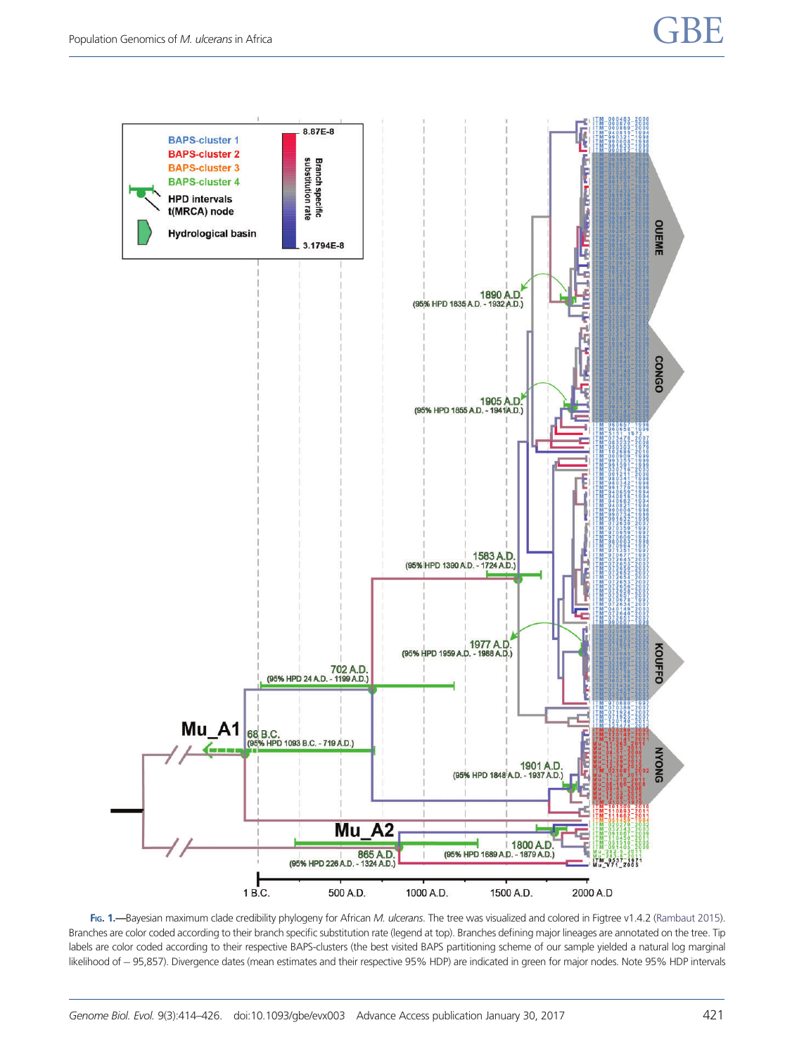Fig. 1.—Bayesian maximum clade credibility phylogeny for African *M. ulcerans*. The tree was visualized and colored in Figtree v1.4.2 (Rambaut 2015). Branches are color coded according to their branch specific substitution rate (legend at top). Branches defining major lineages are annotated on the tree. Tip labels are color coded according to their respective BAPS-clusters (the best visited BAPS partitioning scheme of our sample yielded a natural log marginal likelihood of − 95,857). Divergence dates (mean estimates and their respective 95% HDP) are indicated in green for major nodes. Note 95% HDP intervals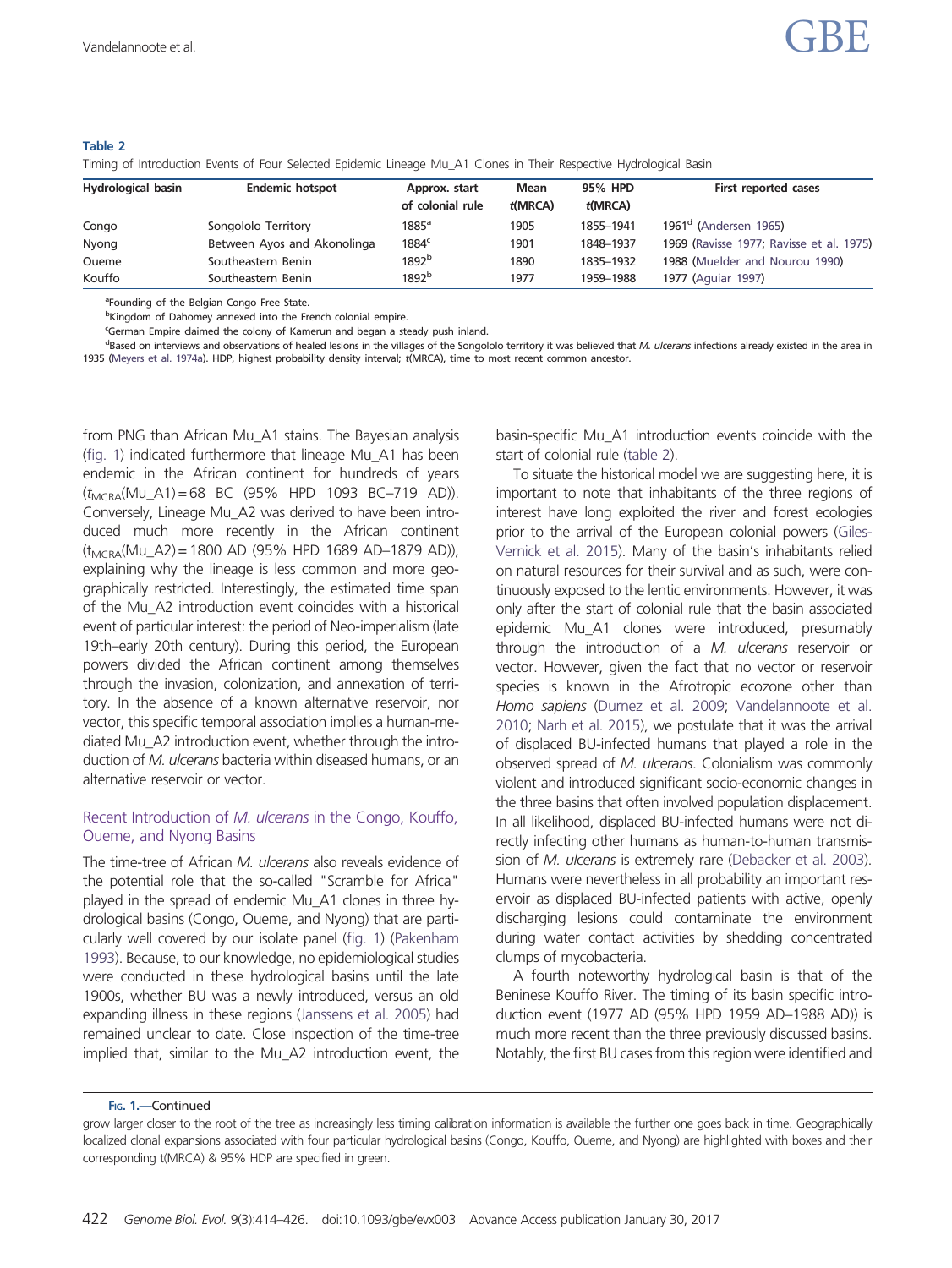**Table 2**

Timing of Introduction Events of Four Selected Epidemic Lineage Mu_A1 Clones in Their Respective Hydrological Basin

| Hydrological basin | Endemic hotspot | Approx. start of colonial rule | Mean t(MRCA) | 95% HPD t(MRCA) | First reported cases |
|---|---|---|---|---|---|
| Congo | Songololo Territory | 1885[a] | 1905 | 1855–1941 | 1961[d] (Andersen 1965) |
| Nyong | Between Ayos and Akonolinga | 1884[c] | 1901 | 1848–1937 | 1969 (Ravisse 1977; Ravisse et al. 1975) |
| Oueme | Southeastern Benin | 1892[b] | 1890 | 1835–1932 | 1988 (Muelder and Nourou 1990) |
| Kouffo | Southeastern Benin | 1892[b] | 1977 | 1959–1988 | 1977 (Aguiar 1997) |

[a]Founding of the Belgian Congo Free State.

[b]Kingdom of Dahomey annexed into the French colonial empire.

[c]German Empire claimed the colony of Kamerun and began a steady push inland.

[d]Based on interviews and observations of healed lesions in the villages of the Songololo territory it was believed that *M. ulcerans* infections already existed in the area in 1935 (Meyers et al. 1974a). HDP, highest probability density interval; t(MRCA), time to most recent common ancestor.

from PNG than African Mu_A1 stains. The Bayesian analysis (fig. 1) indicated furthermore that lineage Mu_A1 has been endemic in the African continent for hundreds of years ($t_{MCRA}$(Mu_A1) = 68 BC (95% HPD 1093 BC–719 AD)). Conversely, Lineage Mu_A2 was derived to have been introduced much more recently in the African continent ($t_{MCRA}$(Mu_A2) = 1800 AD (95% HPD 1689 AD–1879 AD)), explaining why the lineage is less common and more geographically restricted. Interestingly, the estimated time span of the Mu_A2 introduction event coincides with a historical event of particular interest: the period of Neo-imperialism (late 19th–early 20th century). During this period, the European powers divided the African continent among themselves through the invasion, colonization, and annexation of territory. In the absence of a known alternative reservoir, nor vector, this specific temporal association implies a human-mediated Mu_A2 introduction event, whether through the introduction of *M. ulcerans* bacteria within diseased humans, or an alternative reservoir or vector.

## Recent Introduction of *M. ulcerans* in the Congo, Kouffo, Oueme, and Nyong Basins

The time-tree of African *M. ulcerans* also reveals evidence of the potential role that the so-called "Scramble for Africa" played in the spread of endemic Mu_A1 clones in three hydrological basins (Congo, Oueme, and Nyong) that are particularly well covered by our isolate panel (fig. 1) (Pakenham 1993). Because, to our knowledge, no epidemiological studies were conducted in these hydrological basins until the late 1900s, whether BU was a newly introduced, versus an old expanding illness in these regions (Janssens et al. 2005) had remained unclear to date. Close inspection of the time-tree implied that, similar to the Mu_A2 introduction event, the basin-specific Mu_A1 introduction events coincide with the start of colonial rule (table 2).

To situate the historical model we are suggesting here, it is important to note that inhabitants of the three regions of interest have long exploited the river and forest ecologies prior to the arrival of the European colonial powers (Giles-Vernick et al. 2015). Many of the basin's inhabitants relied on natural resources for their survival and as such, were continuously exposed to the lentic environments. However, it was only after the start of colonial rule that the basin associated epidemic Mu_A1 clones were introduced, presumably through the introduction of a *M. ulcerans* reservoir or vector. However, given the fact that no vector or reservoir species is known in the Afrotropic ecozone other than *Homo sapiens* (Durnez et al. 2009; Vandelannoote et al. 2010; Narh et al. 2015), we postulate that it was the arrival of displaced BU-infected humans that played a role in the observed spread of *M. ulcerans*. Colonialism was commonly violent and introduced significant socio-economic changes in the three basins that often involved population displacement. In all likelihood, displaced BU-infected humans were not directly infecting other humans as human-to-human transmission of *M. ulcerans* is extremely rare (Debacker et al. 2003). Humans were nevertheless in all probability an important reservoir as displaced BU-infected patients with active, openly discharging lesions could contaminate the environment during water contact activities by shedding concentrated clumps of mycobacteria.

A fourth noteworthy hydrological basin is that of the Beninese Kouffo River. The timing of its basin specific introduction event (1977 AD (95% HPD 1959 AD–1988 AD)) is much more recent than the three previously discussed basins. Notably, the first BU cases from this region were identified and

Fig. 1.—Continued

grow larger closer to the root of the tree as increasingly less timing calibration information is available the further one goes back in time. Geographically localized clonal expansions associated with four particular hydrological basins (Congo, Kouffo, Oueme, and Nyong) are highlighted with boxes and their corresponding t(MRCA) & 95% HDP are specified in green.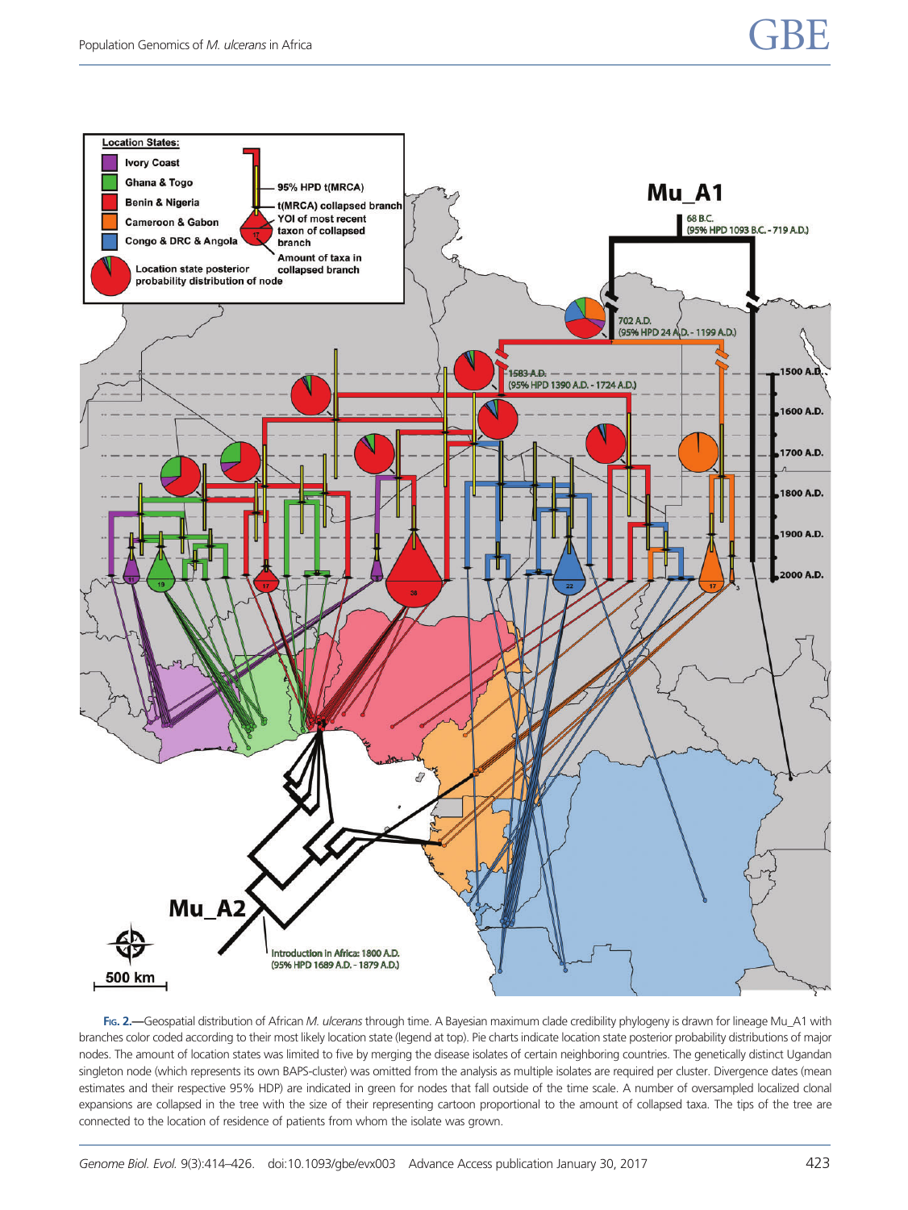Fig. 2.—Geospatial distribution of African *M. ulcerans* through time. A Bayesian maximum clade credibility phylogeny is drawn for lineage Mu_A1 with branches color coded according to their most likely location state (legend at top). Pie charts indicate location state posterior probability distributions of major nodes. The amount of location states was limited to five by merging the disease isolates of certain neighboring countries. The genetically distinct Ugandan singleton node (which represents its own BAPS-cluster) was omitted from the analysis as multiple isolates are required per cluster. Divergence dates (mean estimates and their respective 95% HDP) are indicated in green for nodes that fall outside of the time scale. A number of oversampled localized clonal expansions are collapsed in the tree with the size of their representing cartoon proportional to the amount of collapsed taxa. The tips of the tree are connected to the location of residence of patients from whom the isolate was grown.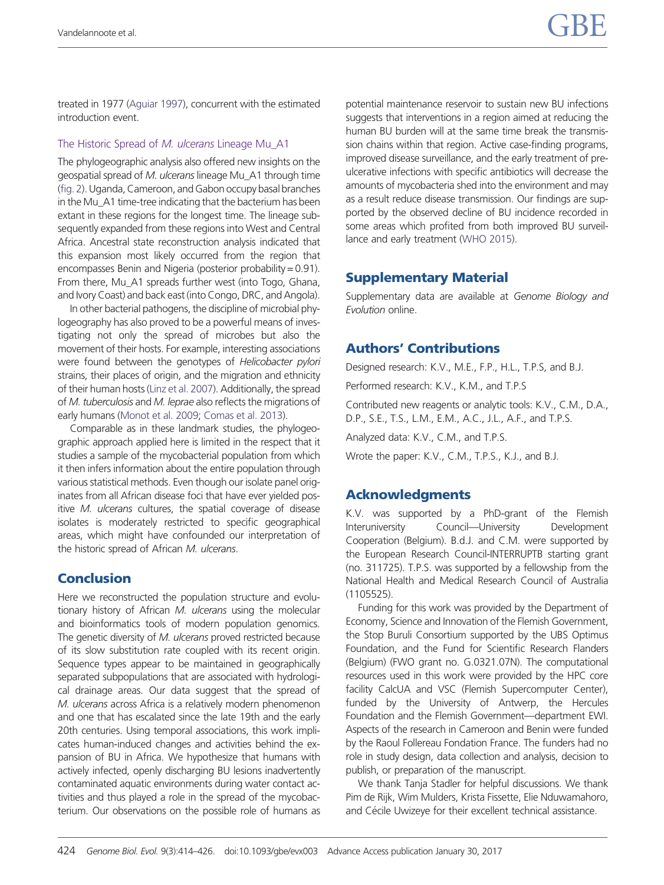treated in 1977 (Aguiar 1997), concurrent with the estimated introduction event.

### The Historic Spread of *M. ulcerans* Lineage Mu_A1

The phylogeographic analysis also offered new insights on the geospatial spread of *M. ulcerans* lineage Mu_A1 through time (fig. 2). Uganda, Cameroon, and Gabon occupy basal branches in the Mu_A1 time-tree indicating that the bacterium has been extant in these regions for the longest time. The lineage subsequently expanded from these regions into West and Central Africa. Ancestral state reconstruction analysis indicated that this expansion most likely occurred from the region that encompasses Benin and Nigeria (posterior probability = 0.91). From there, Mu_A1 spreads further west (into Togo, Ghana, and Ivory Coast) and back east (into Congo, DRC, and Angola).

In other bacterial pathogens, the discipline of microbial phylogeography has also proved to be a powerful means of investigating not only the spread of microbes but also the movement of their hosts. For example, interesting associations were found between the genotypes of *Helicobacter pylori* strains, their places of origin, and the migration and ethnicity of their human hosts (Linz et al. 2007). Additionally, the spread of *M. tuberculosis* and *M. leprae* also reflects the migrations of early humans (Monot et al. 2009; Comas et al. 2013).

Comparable as in these landmark studies, the phylogeographic approach applied here is limited in the respect that it studies a sample of the mycobacterial population from which it then infers information about the entire population through various statistical methods. Even though our isolate panel originates from all African disease foci that have ever yielded positive *M. ulcerans* cultures, the spatial coverage of disease isolates is moderately restricted to specific geographical areas, which might have confounded our interpretation of the historic spread of African *M. ulcerans*.

## Conclusion

Here we reconstructed the population structure and evolutionary history of African *M. ulcerans* using the molecular and bioinformatics tools of modern population genomics. The genetic diversity of *M. ulcerans* proved restricted because of its slow substitution rate coupled with its recent origin. Sequence types appear to be maintained in geographically separated subpopulations that are associated with hydrological drainage areas. Our data suggest that the spread of *M. ulcerans* across Africa is a relatively modern phenomenon and one that has escalated since the late 19th and the early 20th centuries. Using temporal associations, this work implicates human-induced changes and activities behind the expansion of BU in Africa. We hypothesize that humans with actively infected, openly discharging BU lesions inadvertently contaminated aquatic environments during water contact activities and thus played a role in the spread of the mycobacterium. Our observations on the possible role of humans as potential maintenance reservoir to sustain new BU infections suggests that interventions in a region aimed at reducing the human BU burden will at the same time break the transmission chains within that region. Active case-finding programs, improved disease surveillance, and the early treatment of pre-ulcerative infections with specific antibiotics will decrease the amounts of mycobacteria shed into the environment and may as a result reduce disease transmission. Our findings are supported by the observed decline of BU incidence recorded in some areas which profited from both improved BU surveillance and early treatment (WHO 2015).

## Supplementary Material

Supplementary data are available at *Genome Biology and Evolution* online.

## Authors' Contributions

Designed research: K.V., M.E., F.P., H.L., T.P.S, and B.J.

Performed research: K.V., K.M., and T.P.S

Contributed new reagents or analytic tools: K.V., C.M., D.A., D.P., S.E., T.S., L.M., E.M., A.C., J.L., A.F., and T.P.S.

Analyzed data: K.V., C.M., and T.P.S.

Wrote the paper: K.V., C.M., T.P.S., K.J., and B.J.

## Acknowledgments

K.V. was supported by a PhD-grant of the Flemish Interuniversity Council—University Development Cooperation (Belgium). B.d.J. and C.M. were supported by the European Research Council-INTERRUPTB starting grant (no. 311725). T.P.S. was supported by a fellowship from the National Health and Medical Research Council of Australia (1105525).

Funding for this work was provided by the Department of Economy, Science and Innovation of the Flemish Government, the Stop Buruli Consortium supported by the UBS Optimus Foundation, and the Fund for Scientific Research Flanders (Belgium) (FWO grant no. G.0321.07N). The computational resources used in this work were provided by the HPC core facility CalcUA and VSC (Flemish Supercomputer Center), funded by the University of Antwerp, the Hercules Foundation and the Flemish Government—department EWI. Aspects of the research in Cameroon and Benin were funded by the Raoul Follereau Fondation France. The funders had no role in study design, data collection and analysis, decision to publish, or preparation of the manuscript.

We thank Tanja Stadler for helpful discussions. We thank Pim de Rijk, Wim Mulders, Krista Fissette, Elie Nduwamahoro, and Cécile Uwizeye for their excellent technical assistance.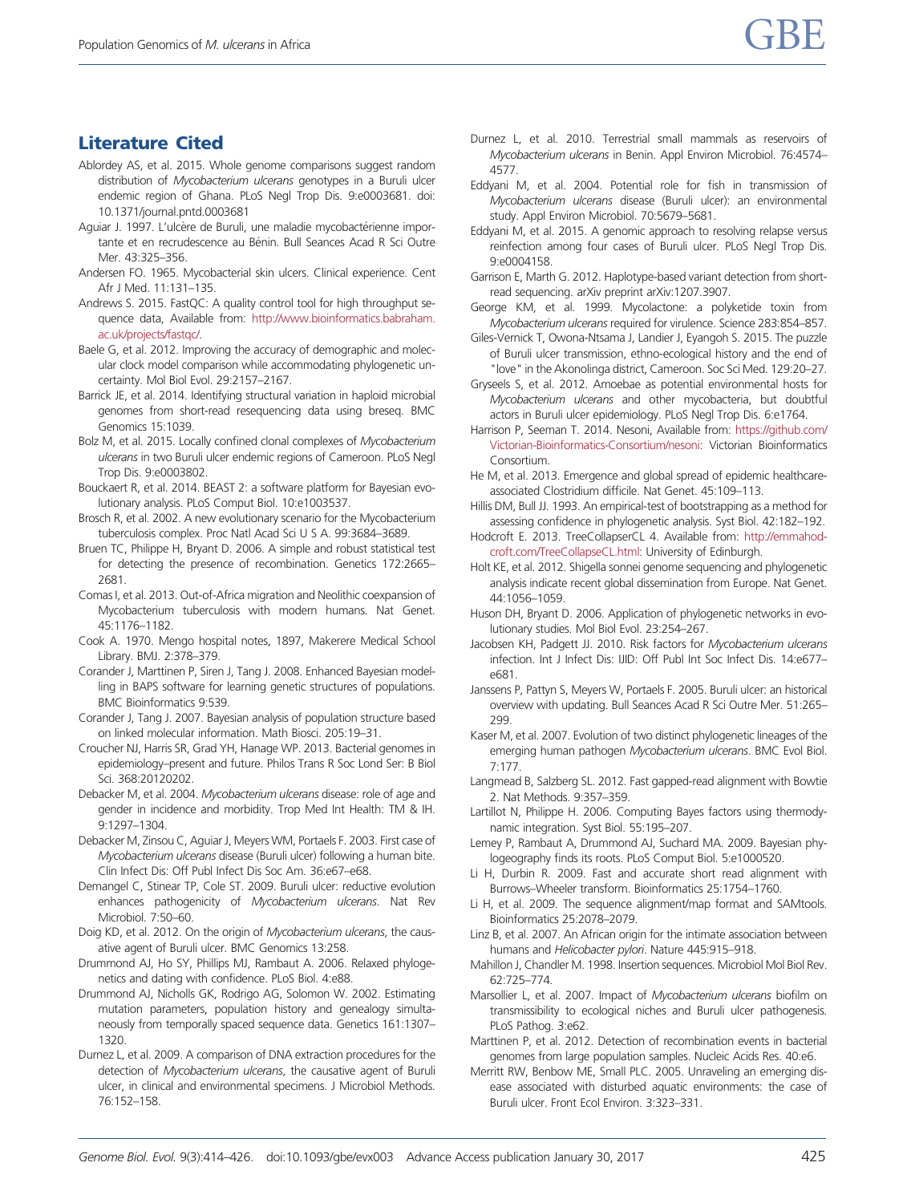## Literature Cited

Ablordey AS, et al. 2015. Whole genome comparisons suggest random distribution of *Mycobacterium ulcerans* genotypes in a Buruli ulcer endemic region of Ghana. PLoS Negl Trop Dis. 9:e0003681. doi: 10.1371/journal.pntd.0003681

Aguiar J. 1997. L'ulcère de Buruli, une maladie mycobactérienne importante et en recrudescence au Bénin. Bull Seances Acad R Sci Outre Mer. 43:325–356.

Andersen FO. 1965. Mycobacterial skin ulcers. Clinical experience. Cent Afr J Med. 11:131–135.

Andrews S. 2015. FastQC: A quality control tool for high throughput sequence data, Available from: http://www.bioinformatics.babraham.ac.uk/projects/fastqc/.

Baele G, et al. 2012. Improving the accuracy of demographic and molecular clock model comparison while accommodating phylogenetic uncertainty. Mol Biol Evol. 29:2157–2167.

Barrick JE, et al. 2014. Identifying structural variation in haploid microbial genomes from short-read resequencing data using breseq. BMC Genomics 15:1039.

Bolz M, et al. 2015. Locally confined clonal complexes of *Mycobacterium ulcerans* in two Buruli ulcer endemic regions of Cameroon. PLoS Negl Trop Dis. 9:e0003802.

Bouckaert R, et al. 2014. BEAST 2: a software platform for Bayesian evolutionary analysis. PLoS Comput Biol. 10:e1003537.

Brosch R, et al. 2002. A new evolutionary scenario for the Mycobacterium tuberculosis complex. Proc Natl Acad Sci U S A. 99:3684–3689.

Bruen TC, Philippe H, Bryant D. 2006. A simple and robust statistical test for detecting the presence of recombination. Genetics 172:2665–2681.

Comas I, et al. 2013. Out-of-Africa migration and Neolithic coexpansion of Mycobacterium tuberculosis with modern humans. Nat Genet. 45:1176–1182.

Cook A. 1970. Mengo hospital notes, 1897, Makerere Medical School Library. BMJ. 2:378–379.

Corander J, Marttinen P, Siren J, Tang J. 2008. Enhanced Bayesian modelling in BAPS software for learning genetic structures of populations. BMC Bioinformatics 9:539.

Corander J, Tang J. 2007. Bayesian analysis of population structure based on linked molecular information. Math Biosci. 205:19–31.

Croucher NJ, Harris SR, Grad YH, Hanage WP. 2013. Bacterial genomes in epidemiology–present and future. Philos Trans R Soc Lond Ser: B Biol Sci. 368:20120202.

Debacker M, et al. 2004. *Mycobacterium ulcerans* disease: role of age and gender in incidence and morbidity. Trop Med Int Health: TM & IH. 9:1297–1304.

Debacker M, Zinsou C, Aguiar J, Meyers WM, Portaels F. 2003. First case of *Mycobacterium ulcerans* disease (Buruli ulcer) following a human bite. Clin Infect Dis: Off Publ Infect Dis Soc Am. 36:e67–e68.

Demangel C, Stinear TP, Cole ST. 2009. Buruli ulcer: reductive evolution enhances pathogenicity of *Mycobacterium ulcerans*. Nat Rev Microbiol. 7:50–60.

Doig KD, et al. 2012. On the origin of *Mycobacterium ulcerans*, the causative agent of Buruli ulcer. BMC Genomics 13:258.

Drummond AJ, Ho SY, Phillips MJ, Rambaut A. 2006. Relaxed phylogenetics and dating with confidence. PLoS Biol. 4:e88.

Drummond AJ, Nicholls GK, Rodrigo AG, Solomon W. 2002. Estimating mutation parameters, population history and genealogy simultaneously from temporally spaced sequence data. Genetics 161:1307–1320.

Durnez L, et al. 2009. A comparison of DNA extraction procedures for the detection of *Mycobacterium ulcerans*, the causative agent of Buruli ulcer, in clinical and environmental specimens. J Microbiol Methods. 76:152–158.

Durnez L, et al. 2010. Terrestrial small mammals as reservoirs of *Mycobacterium ulcerans* in Benin. Appl Environ Microbiol. 76:4574–4577.

Eddyani M, et al. 2004. Potential role for fish in transmission of *Mycobacterium ulcerans* disease (Buruli ulcer): an environmental study. Appl Environ Microbiol. 70:5679–5681.

Eddyani M, et al. 2015. A genomic approach to resolving relapse versus reinfection among four cases of Buruli ulcer. PLoS Negl Trop Dis. 9:e0004158.

Garrison E, Marth G. 2012. Haplotype-based variant detection from short-read sequencing. arXiv preprint arXiv:1207.3907.

George KM, et al. 1999. Mycolactone: a polyketide toxin from *Mycobacterium ulcerans* required for virulence. Science 283:854–857.

Giles-Vernick T, Owona-Ntsama J, Landier J, Eyangoh S. 2015. The puzzle of Buruli ulcer transmission, ethno-ecological history and the end of "love" in the Akonolinga district, Cameroon. Soc Sci Med. 129:20–27.

Gryseels S, et al. 2012. Amoebae as potential environmental hosts for *Mycobacterium ulcerans* and other mycobacteria, but doubtful actors in Buruli ulcer epidemiology. PLoS Negl Trop Dis. 6:e1764.

Harrison P, Seeman T. 2014. Nesoni, Available from: https://github.com/Victorian-Bioinformatics-Consortium/nesoni: Victorian Bioinformatics Consortium.

He M, et al. 2013. Emergence and global spread of epidemic healthcare-associated Clostridium difficile. Nat Genet. 45:109–113.

Hillis DM, Bull JJ. 1993. An empirical-test of bootstrapping as a method for assessing confidence in phylogenetic analysis. Syst Biol. 42:182–192.

Hodcroft E. 2013. TreeCollapserCL 4. Available from: http://emmahodcroft.com/TreeCollapseCL.html: University of Edinburgh.

Holt KE, et al. 2012. Shigella sonnei genome sequencing and phylogenetic analysis indicate recent global dissemination from Europe. Nat Genet. 44:1056–1059.

Huson DH, Bryant D. 2006. Application of phylogenetic networks in evolutionary studies. Mol Biol Evol. 23:254–267.

Jacobsen KH, Padgett JJ. 2010. Risk factors for *Mycobacterium ulcerans* infection. Int J Infect Dis: IJID: Off Publ Int Soc Infect Dis. 14:e677–e681.

Janssens P, Pattyn S, Meyers W, Portaels F. 2005. Buruli ulcer: an historical overview with updating. Bull Seances Acad R Sci Outre Mer. 51:265–299.

Kaser M, et al. 2007. Evolution of two distinct phylogenetic lineages of the emerging human pathogen *Mycobacterium ulcerans*. BMC Evol Biol. 7:177.

Langmead B, Salzberg SL. 2012. Fast gapped-read alignment with Bowtie 2. Nat Methods. 9:357–359.

Lartillot N, Philippe H. 2006. Computing Bayes factors using thermodynamic integration. Syst Biol. 55:195–207.

Lemey P, Rambaut A, Drummond AJ, Suchard MA. 2009. Bayesian phylogeography finds its roots. PLoS Comput Biol. 5:e1000520.

Li H, Durbin R. 2009. Fast and accurate short read alignment with Burrows–Wheeler transform. Bioinformatics 25:1754–1760.

Li H, et al. 2009. The sequence alignment/map format and SAMtools. Bioinformatics 25:2078–2079.

Linz B, et al. 2007. An African origin for the intimate association between humans and *Helicobacter pylori*. Nature 445:915–918.

Mahillon J, Chandler M. 1998. Insertion sequences. Microbiol Mol Biol Rev. 62:725–774.

Marsollier L, et al. 2007. Impact of *Mycobacterium ulcerans* biofilm on transmissibility to ecological niches and Buruli ulcer pathogenesis. PLoS Pathog. 3:e62.

Marttinen P, et al. 2012. Detection of recombination events in bacterial genomes from large population samples. Nucleic Acids Res. 40:e6.

Merritt RW, Benbow ME, Small PLC. 2005. Unraveling an emerging disease associated with disturbed aquatic environments: the case of Buruli ulcer. Front Ecol Environ. 3:323–331.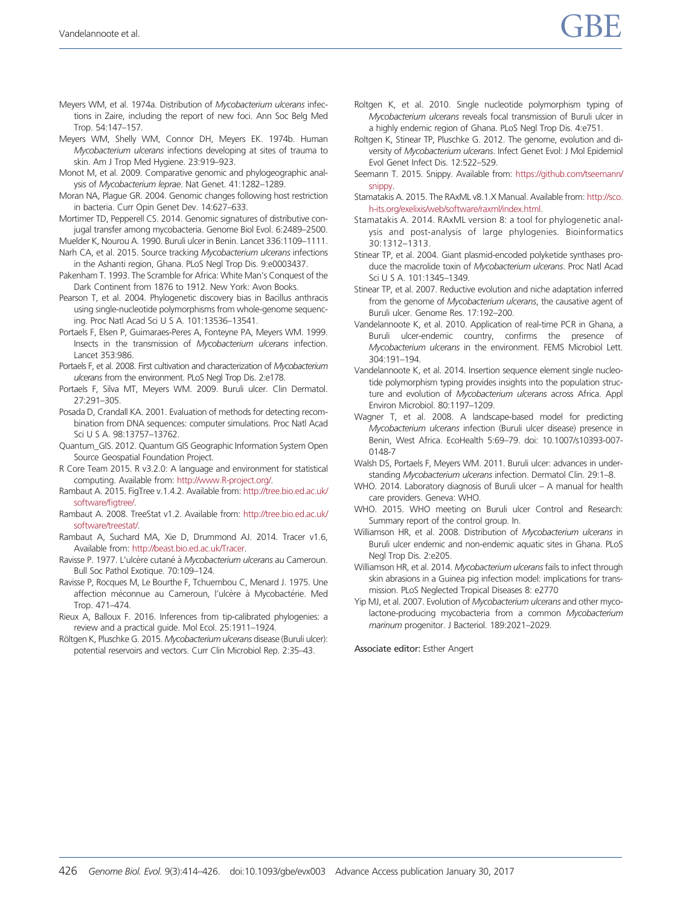Meyers WM, et al. 1974a. Distribution of *Mycobacterium ulcerans* infections in Zaire, including the report of new foci. Ann Soc Belg Med Trop. 54:147–157.

Meyers WM, Shelly WM, Connor DH, Meyers EK. 1974b. Human *Mycobacterium ulcerans* infections developing at sites of trauma to skin. Am J Trop Med Hygiene. 23:919–923.

Monot M, et al. 2009. Comparative genomic and phylogeographic analysis of *Mycobacterium leprae*. Nat Genet. 41:1282–1289.

Moran NA, Plague GR. 2004. Genomic changes following host restriction in bacteria. Curr Opin Genet Dev. 14:627–633.

Mortimer TD, Pepperell CS. 2014. Genomic signatures of distributive conjugal transfer among mycobacteria. Genome Biol Evol. 6:2489–2500.

Muelder K, Nourou A. 1990. Buruli ulcer in Benin. Lancet 336:1109–1111.

Narh CA, et al. 2015. Source tracking *Mycobacterium ulcerans* infections in the Ashanti region, Ghana. PLoS Negl Trop Dis. 9:e0003437.

Pakenham T. 1993. The Scramble for Africa: White Man's Conquest of the Dark Continent from 1876 to 1912. New York: Avon Books.

Pearson T, et al. 2004. Phylogenetic discovery bias in Bacillus anthracis using single-nucleotide polymorphisms from whole-genome sequencing. Proc Natl Acad Sci U S A. 101:13536–13541.

Portaels F, Elsen P, Guimaraes-Peres A, Fonteyne PA, Meyers WM. 1999. Insects in the transmission of *Mycobacterium ulcerans* infection. Lancet 353:986.

Portaels F, et al. 2008. First cultivation and characterization of *Mycobacterium ulcerans* from the environment. PLoS Negl Trop Dis. 2:e178.

Portaels F, Silva MT, Meyers WM. 2009. Buruli ulcer. Clin Dermatol. 27:291–305.

Posada D, Crandall KA. 2001. Evaluation of methods for detecting recombination from DNA sequences: computer simulations. Proc Natl Acad Sci U S A. 98:13757–13762.

Quantum_GIS. 2012. Quantum GIS Geographic Information System Open Source Geospatial Foundation Project.

R Core Team 2015. R v3.2.0: A language and environment for statistical computing. Available from: http://www.R-project.org/.

Rambaut A. 2015. FigTree v.1.4.2. Available from: http://tree.bio.ed.ac.uk/software/figtree/.

Rambaut A. 2008. TreeStat v1.2. Available from: http://tree.bio.ed.ac.uk/software/treestat/.

Rambaut A, Suchard MA, Xie D, Drummond AJ. 2014. Tracer v1.6, Available from: http://beast.bio.ed.ac.uk/Tracer.

Ravisse P. 1977. L'ulcère cutané à *Mycobacterium ulcerans* au Cameroun. Bull Soc Pathol Exotique. 70:109–124.

Ravisse P, Rocques M, Le Bourthe F, Tchuembou C, Menard J. 1975. Une affection méconnue au Cameroun, l'ulcère à Mycobactérie. Med Trop. 471–474.

Rieux A, Balloux F. 2016. Inferences from tip-calibrated phylogenies: a review and a practical guide. Mol Ecol. 25:1911–1924.

Röltgen K, Pluschke G. 2015. *Mycobacterium ulcerans* disease (Buruli ulcer): potential reservoirs and vectors. Curr Clin Microbiol Rep. 2:35–43.

Roltgen K, et al. 2010. Single nucleotide polymorphism typing of *Mycobacterium ulcerans* reveals focal transmission of Buruli ulcer in a highly endemic region of Ghana. PLoS Negl Trop Dis. 4:e751.

Roltgen K, Stinear TP, Pluschke G. 2012. The genome, evolution and diversity of *Mycobacterium ulcerans*. Infect Genet Evol: J Mol Epidemiol Evol Genet Infect Dis. 12:522–529.

Seemann T. 2015. Snippy. Available from: https://github.com/tseemann/snippy.

Stamatakis A. 2015. The RAxML v8.1.X Manual. Available from: http://sco.h-its.org/exelixis/web/software/raxml/index.html.

Stamatakis A. 2014. RAxML version 8: a tool for phylogenetic analysis and post-analysis of large phylogenies. Bioinformatics 30:1312–1313.

Stinear TP, et al. 2004. Giant plasmid-encoded polyketide synthases produce the macrolide toxin of *Mycobacterium ulcerans*. Proc Natl Acad Sci U S A. 101:1345–1349.

Stinear TP, et al. 2007. Reductive evolution and niche adaptation inferred from the genome of *Mycobacterium ulcerans*, the causative agent of Buruli ulcer. Genome Res. 17:192–200.

Vandelannoote K, et al. 2010. Application of real-time PCR in Ghana, a Buruli ulcer-endemic country, confirms the presence of *Mycobacterium ulcerans* in the environment. FEMS Microbiol Lett. 304:191–194.

Vandelannoote K, et al. 2014. Insertion sequence element single nucleotide polymorphism typing provides insights into the population structure and evolution of *Mycobacterium ulcerans* across Africa. Appl Environ Microbiol. 80:1197–1209.

Wagner T, et al. 2008. A landscape-based model for predicting *Mycobacterium ulcerans* infection (Buruli ulcer disease) presence in Benin, West Africa. EcoHealth 5:69–79. doi: 10.1007/s10393-007-0148-7

Walsh DS, Portaels F, Meyers WM. 2011. Buruli ulcer: advances in understanding *Mycobacterium ulcerans* infection. Dermatol Clin. 29:1–8.

WHO. 2014. Laboratory diagnosis of Buruli ulcer – A manual for health care providers. Geneva: WHO.

WHO. 2015. WHO meeting on Buruli ulcer Control and Research: Summary report of the control group. In.

Williamson HR, et al. 2008. Distribution of *Mycobacterium ulcerans* in Buruli ulcer endemic and non-endemic aquatic sites in Ghana. PLoS Negl Trop Dis. 2:e205.

Williamson HR, et al. 2014. *Mycobacterium ulcerans* fails to infect through skin abrasions in a Guinea pig infection model: implications for transmission. PLoS Neglected Tropical Diseases 8: e2770

Yip MJ, et al. 2007. Evolution of *Mycobacterium ulcerans* and other mycolactone-producing mycobacteria from a common *Mycobacterium marinum* progenitor. J Bacteriol. 189:2021–2029.

**Associate editor:** Esther Angert